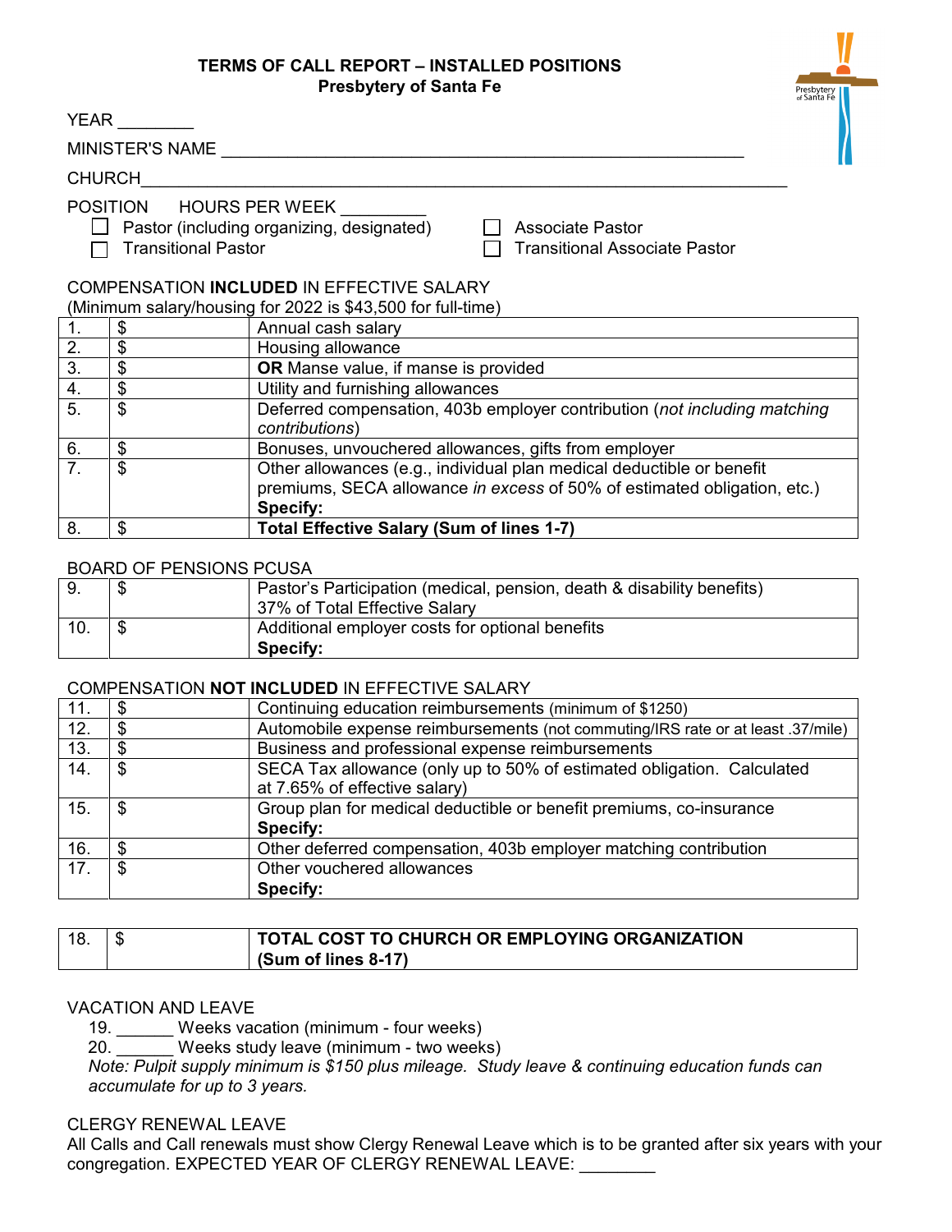# TERMS OF CALL REPORT – INSTALLED POSITIONS
## Presbytery of Santa Fe

YEAR ________

MINISTER'S NAME ________________________________________________________

CHURCH________________________________________________________________

POSITION HOURS PER WEEK _________

- ☐ Pastor (including organizing, designated)
- ☐ Associate Pastor
- ☐ Transitional Pastor
- ☐ Transitional Associate Pastor

COMPENSATION **INCLUDED** IN EFFECTIVE SALARY
(Minimum salary/housing for 2022 is $43,500 for full-time)

| | | |
|---|---|---|
| 1. | $ | Annual cash salary |
| 2. | $ | Housing allowance |
| 3. | $ | **OR** Manse value, if manse is provided |
| 4. | $ | Utility and furnishing allowances |
| 5. | $ | Deferred compensation, 403b employer contribution (*not including matching contributions*) |
| 6. | $ | Bonuses, unvouchered allowances, gifts from employer |
| 7. | $ | Other allowances (e.g., individual plan medical deductible or benefit premiums, SECA allowance *in excess* of 50% of estimated obligation, etc.) **Specify:** |
| 8. | $ | **Total Effective Salary (Sum of lines 1-7)** |

BOARD OF PENSIONS PCUSA

| | | |
|---|---|---|
| 9. | $ | Pastor's Participation (medical, pension, death & disability benefits) 37% of Total Effective Salary |
| 10. | $ | Additional employer costs for optional benefits **Specify:** |

COMPENSATION **NOT INCLUDED** IN EFFECTIVE SALARY

| | | |
|---|---|---|
| 11. | $ | Continuing education reimbursements (minimum of $1250) |
| 12. | $ | Automobile expense reimbursements (not commuting/IRS rate or at least .37/mile) |
| 13. | $ | Business and professional expense reimbursements |
| 14. | $ | SECA Tax allowance (only up to 50% of estimated obligation. Calculated at 7.65% of effective salary) |
| 15. | $ | Group plan for medical deductible or benefit premiums, co-insurance **Specify:** |
| 16. | $ | Other deferred compensation, 403b employer matching contribution |
| 17. | $ | Other vouchered allowances **Specify:** |

| | | |
|---|---|---|
| 18. | $ | **TOTAL COST TO CHURCH OR EMPLOYING ORGANIZATION (Sum of lines 8-17)** |

VACATION AND LEAVE

19. ______ Weeks vacation (minimum - four weeks)
20. ______ Weeks study leave (minimum - two weeks)

*Note: Pulpit supply minimum is $150 plus mileage. Study leave & continuing education funds can accumulate for up to 3 years.*

CLERGY RENEWAL LEAVE

All Calls and Call renewals must show Clergy Renewal Leave which is to be granted after six years with your congregation. EXPECTED YEAR OF CLERGY RENEWAL LEAVE: ________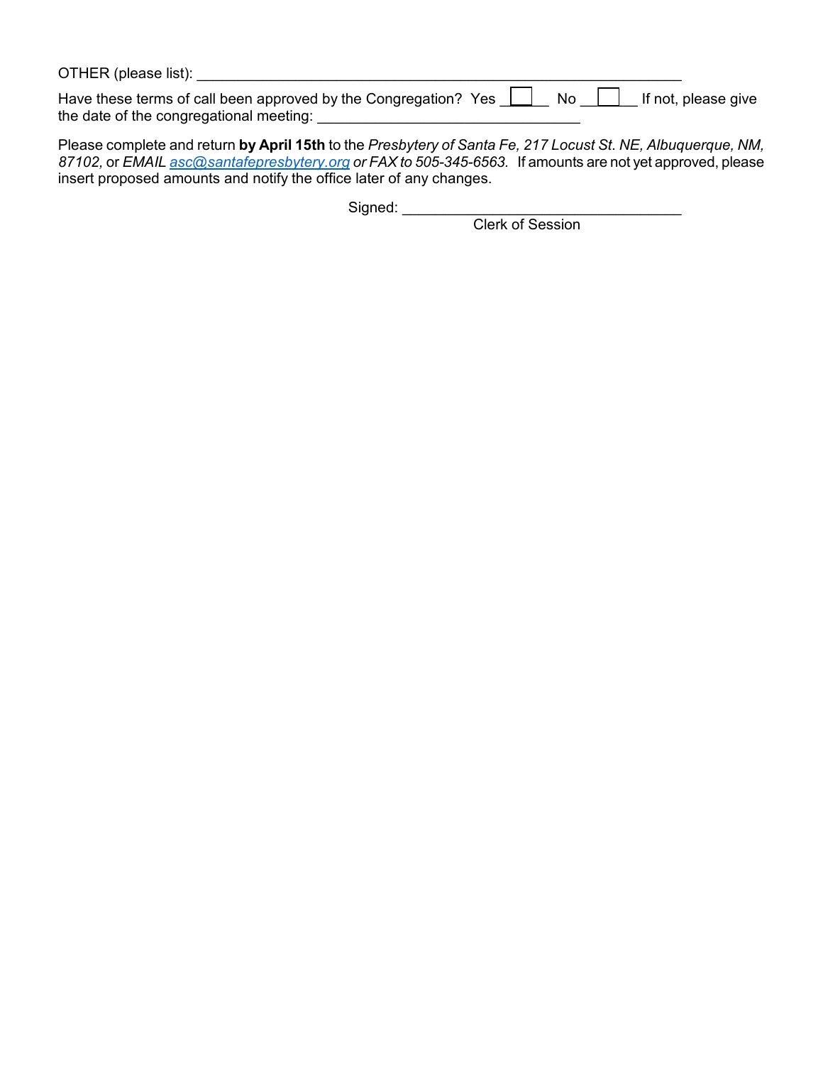OTHER (please list): ______________________________________________________________

Have these terms of call been approved by the Congregation? Yes ☐ No ☐ If not, please give the date of the congregational meeting: __________________________________

Please complete and return **by April 15th** to the *Presbytery of Santa Fe, 217 Locust St. NE, Albuquerque, NM, 87102,* or *EMAIL [asc@santafepresbytery.org](mailto:asc@santafepresbytery.org) or FAX to 505-345-6563.* If amounts are not yet approved, please insert proposed amounts and notify the office later of any changes.

Signed: ____________________________________

Clerk of Session